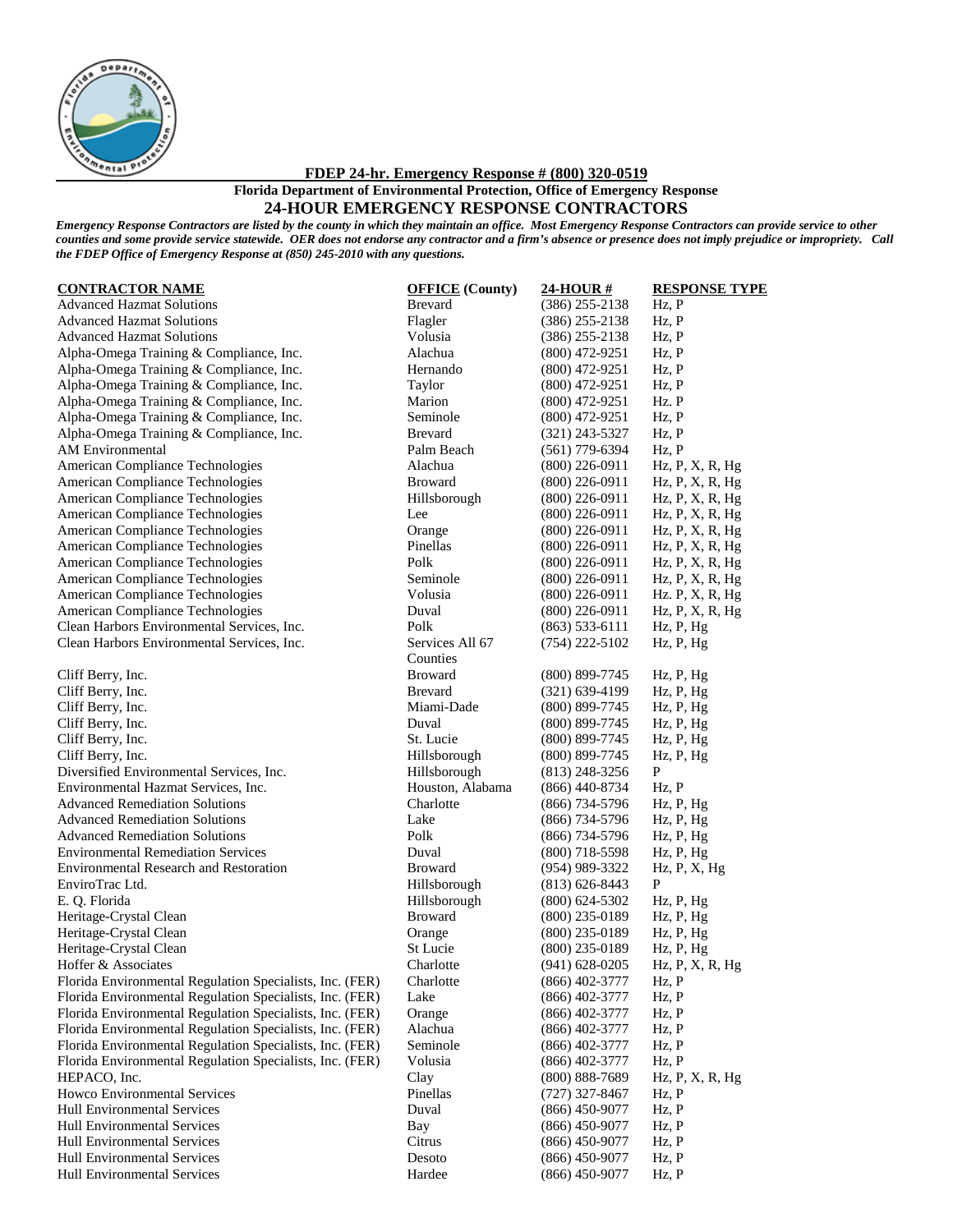**FDEP 24-hr. Emergency Response # (800) 320-0519**

**Florida Department of Environmental Protection, Office of Emergency Response**

# 24-HOUR EMERGENCY RESPONSE CONTRACTORS

***Emergency Response Contractors are listed by the county in which they maintain an office. Most Emergency Response Contractors can provide service to other counties and some provide service statewide. OER does not endorse any contractor and a firm's absence or presence does not imply prejudice or impropriety. Call the FDEP Office of Emergency Response at (850) 245-2010 with any questions.***

| CONTRACTOR NAME | OFFICE (County) | 24-HOUR # | RESPONSE TYPE |
|---|---|---|---|
| Advanced Hazmat Solutions | Brevard | (386) 255-2138 | Hz, P |
| Advanced Hazmat Solutions | Flagler | (386) 255-2138 | Hz, P |
| Advanced Hazmat Solutions | Volusia | (386) 255-2138 | Hz, P |
| Alpha-Omega Training & Compliance, Inc. | Alachua | (800) 472-9251 | Hz, P |
| Alpha-Omega Training & Compliance, Inc. | Hernando | (800) 472-9251 | Hz, P |
| Alpha-Omega Training & Compliance, Inc. | Taylor | (800) 472-9251 | Hz, P |
| Alpha-Omega Training & Compliance, Inc. | Marion | (800) 472-9251 | Hz. P |
| Alpha-Omega Training & Compliance, Inc. | Seminole | (800) 472-9251 | Hz, P |
| Alpha-Omega Training & Compliance, Inc. | Brevard | (321) 243-5327 | Hz, P |
| AM Environmental | Palm Beach | (561) 779-6394 | Hz, P |
| American Compliance Technologies | Alachua | (800) 226-0911 | Hz, P, X, R, Hg |
| American Compliance Technologies | Broward | (800) 226-0911 | Hz, P, X, R, Hg |
| American Compliance Technologies | Hillsborough | (800) 226-0911 | Hz, P, X, R, Hg |
| American Compliance Technologies | Lee | (800) 226-0911 | Hz, P, X, R, Hg |
| American Compliance Technologies | Orange | (800) 226-0911 | Hz, P, X, R, Hg |
| American Compliance Technologies | Pinellas | (800) 226-0911 | Hz, P, X, R, Hg |
| American Compliance Technologies | Polk | (800) 226-0911 | Hz, P, X, R, Hg |
| American Compliance Technologies | Seminole | (800) 226-0911 | Hz, P, X, R, Hg |
| American Compliance Technologies | Volusia | (800) 226-0911 | Hz. P, X, R, Hg |
| American Compliance Technologies | Duval | (800) 226-0911 | Hz, P, X, R, Hg |
| Clean Harbors Environmental Services, Inc. | Polk | (863) 533-6111 | Hz, P, Hg |
| Clean Harbors Environmental Services, Inc. | Services All 67 Counties | (754) 222-5102 | Hz, P, Hg |
| Cliff Berry, Inc. | Broward | (800) 899-7745 | Hz, P, Hg |
| Cliff Berry, Inc. | Brevard | (321) 639-4199 | Hz, P, Hg |
| Cliff Berry, Inc. | Miami-Dade | (800) 899-7745 | Hz, P, Hg |
| Cliff Berry, Inc. | Duval | (800) 899-7745 | Hz, P, Hg |
| Cliff Berry, Inc. | St. Lucie | (800) 899-7745 | Hz, P, Hg |
| Cliff Berry, Inc. | Hillsborough | (800) 899-7745 | Hz, P, Hg |
| Diversified Environmental Services, Inc. | Hillsborough | (813) 248-3256 | P |
| Environmental Hazmat Services, Inc. | Houston, Alabama | (866) 440-8734 | Hz, P |
| Advanced Remediation Solutions | Charlotte | (866) 734-5796 | Hz, P, Hg |
| Advanced Remediation Solutions | Lake | (866) 734-5796 | Hz, P, Hg |
| Advanced Remediation Solutions | Polk | (866) 734-5796 | Hz, P, Hg |
| Environmental Remediation Services | Duval | (800) 718-5598 | Hz, P, Hg |
| Environmental Research and Restoration | Broward | (954) 989-3322 | Hz, P, X, Hg |
| EnviroTrac Ltd. | Hillsborough | (813) 626-8443 | P |
| E. Q. Florida | Hillsborough | (800) 624-5302 | Hz, P, Hg |
| Heritage-Crystal Clean | Broward | (800) 235-0189 | Hz, P, Hg |
| Heritage-Crystal Clean | Orange | (800) 235-0189 | Hz, P, Hg |
| Heritage-Crystal Clean | St Lucie | (800) 235-0189 | Hz, P, Hg |
| Hoffer & Associates | Charlotte | (941) 628-0205 | Hz, P, X, R, Hg |
| Florida Environmental Regulation Specialists, Inc. (FER) | Charlotte | (866) 402-3777 | Hz, P |
| Florida Environmental Regulation Specialists, Inc. (FER) | Lake | (866) 402-3777 | Hz, P |
| Florida Environmental Regulation Specialists, Inc. (FER) | Orange | (866) 402-3777 | Hz, P |
| Florida Environmental Regulation Specialists, Inc. (FER) | Alachua | (866) 402-3777 | Hz, P |
| Florida Environmental Regulation Specialists, Inc. (FER) | Seminole | (866) 402-3777 | Hz, P |
| Florida Environmental Regulation Specialists, Inc. (FER) | Volusia | (866) 402-3777 | Hz, P |
| HEPACO, Inc. | Clay | (800) 888-7689 | Hz, P, X, R, Hg |
| Howco Environmental Services | Pinellas | (727) 327-8467 | Hz, P |
| Hull Environmental Services | Duval | (866) 450-9077 | Hz, P |
| Hull Environmental Services | Bay | (866) 450-9077 | Hz, P |
| Hull Environmental Services | Citrus | (866) 450-9077 | Hz, P |
| Hull Environmental Services | Desoto | (866) 450-9077 | Hz, P |
| Hull Environmental Services | Hardee | (866) 450-9077 | Hz, P |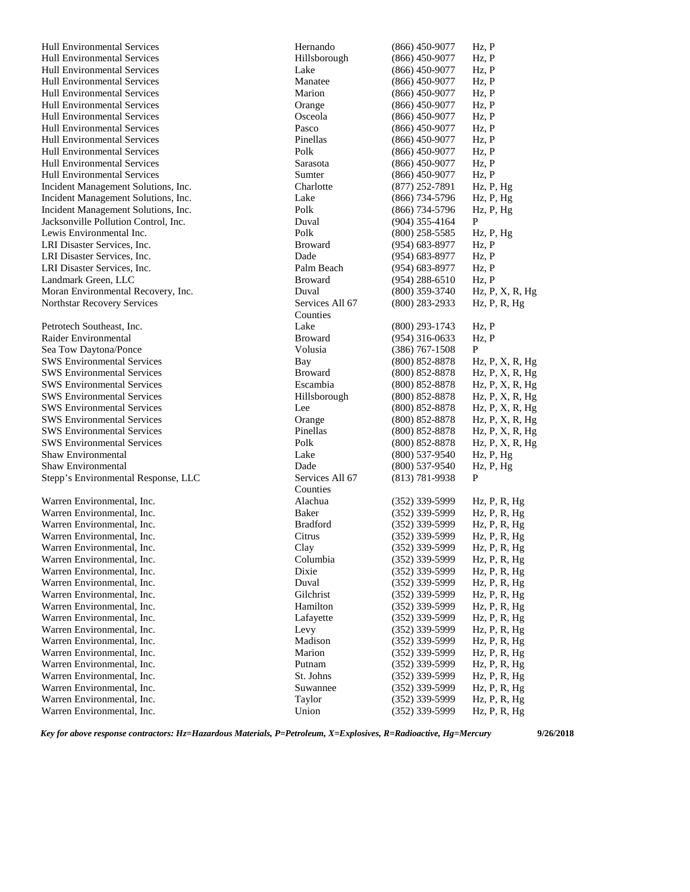| | | | |
|---|---|---|---|
| Hull Environmental Services | Hernando | (866) 450-9077 | Hz, P |
| Hull Environmental Services | Hillsborough | (866) 450-9077 | Hz, P |
| Hull Environmental Services | Lake | (866) 450-9077 | Hz, P |
| Hull Environmental Services | Manatee | (866) 450-9077 | Hz, P |
| Hull Environmental Services | Marion | (866) 450-9077 | Hz, P |
| Hull Environmental Services | Orange | (866) 450-9077 | Hz, P |
| Hull Environmental Services | Osceola | (866) 450-9077 | Hz, P |
| Hull Environmental Services | Pasco | (866) 450-9077 | Hz, P |
| Hull Environmental Services | Pinellas | (866) 450-9077 | Hz, P |
| Hull Environmental Services | Polk | (866) 450-9077 | Hz, P |
| Hull Environmental Services | Sarasota | (866) 450-9077 | Hz, P |
| Hull Environmental Services | Sumter | (866) 450-9077 | Hz, P |
| Incident Management Solutions, Inc. | Charlotte | (877) 252-7891 | Hz, P, Hg |
| Incident Management Solutions, Inc. | Lake | (866) 734-5796 | Hz, P, Hg |
| Incident Management Solutions, Inc. | Polk | (866) 734-5796 | Hz, P, Hg |
| Jacksonville Pollution Control, Inc. | Duval | (904) 355-4164 | P |
| Lewis Environmental Inc. | Polk | (800) 258-5585 | Hz, P, Hg |
| LRI Disaster Services, Inc. | Broward | (954) 683-8977 | Hz, P |
| LRI Disaster Services, Inc. | Dade | (954) 683-8977 | Hz, P |
| LRI Disaster Services, Inc. | Palm Beach | (954) 683-8977 | Hz, P |
| Landmark Green, LLC | Broward | (954) 288-6510 | Hz, P |
| Moran Environmental Recovery, Inc. | Duval | (800) 359-3740 | Hz, P, X, R, Hg |
| Northstar Recovery Services | Services All 67 Counties | (800) 283-2933 | Hz, P, R, Hg |
| Petrotech Southeast, Inc. | Lake | (800) 293-1743 | Hz, P |
| Raider Environmental | Broward | (954) 316-0633 | Hz, P |
| Sea Tow Daytona/Ponce | Volusia | (386) 767-1508 | P |
| SWS Environmental Services | Bay | (800) 852-8878 | Hz, P, X, R, Hg |
| SWS Environmental Services | Broward | (800) 852-8878 | Hz, P, X, R, Hg |
| SWS Environmental Services | Escambia | (800) 852-8878 | Hz, P, X, R, Hg |
| SWS Environmental Services | Hillsborough | (800) 852-8878 | Hz, P, X, R, Hg |
| SWS Environmental Services | Lee | (800) 852-8878 | Hz, P, X, R, Hg |
| SWS Environmental Services | Orange | (800) 852-8878 | Hz, P, X, R, Hg |
| SWS Environmental Services | Pinellas | (800) 852-8878 | Hz, P, X, R, Hg |
| SWS Environmental Services | Polk | (800) 852-8878 | Hz, P, X, R, Hg |
| Shaw Environmental | Lake | (800) 537-9540 | Hz, P, Hg |
| Shaw Environmental | Dade | (800) 537-9540 | Hz, P, Hg |
| Stepp's Environmental Response, LLC | Services All 67 Counties | (813) 781-9938 | P |
| Warren Environmental, Inc. | Alachua | (352) 339-5999 | Hz, P, R, Hg |
| Warren Environmental, Inc. | Baker | (352) 339-5999 | Hz, P, R, Hg |
| Warren Environmental, Inc. | Bradford | (352) 339-5999 | Hz, P, R, Hg |
| Warren Environmental, Inc. | Citrus | (352) 339-5999 | Hz, P, R, Hg |
| Warren Environmental, Inc. | Clay | (352) 339-5999 | Hz, P, R, Hg |
| Warren Environmental, Inc. | Columbia | (352) 339-5999 | Hz, P, R, Hg |
| Warren Environmental, Inc. | Dixie | (352) 339-5999 | Hz, P, R, Hg |
| Warren Environmental, Inc. | Duval | (352) 339-5999 | Hz, P, R, Hg |
| Warren Environmental, Inc. | Gilchrist | (352) 339-5999 | Hz, P, R, Hg |
| Warren Environmental, Inc. | Hamilton | (352) 339-5999 | Hz, P, R, Hg |
| Warren Environmental, Inc. | Lafayette | (352) 339-5999 | Hz, P, R, Hg |
| Warren Environmental, Inc. | Levy | (352) 339-5999 | Hz, P, R, Hg |
| Warren Environmental, Inc. | Madison | (352) 339-5999 | Hz, P, R, Hg |
| Warren Environmental, Inc. | Marion | (352) 339-5999 | Hz, P, R, Hg |
| Warren Environmental, Inc. | Putnam | (352) 339-5999 | Hz, P, R, Hg |
| Warren Environmental, Inc. | St. Johns | (352) 339-5999 | Hz, P, R, Hg |
| Warren Environmental, Inc. | Suwannee | (352) 339-5999 | Hz, P, R, Hg |
| Warren Environmental, Inc. | Taylor | (352) 339-5999 | Hz, P, R, Hg |
| Warren Environmental, Inc. | Union | (352) 339-5999 | Hz, P, R, Hg |

***Key for above response contractors: Hz=Hazardous Materials, P=Petroleum, X=Explosives, R=Radioactive, Hg=Mercury*** **9/26/2018**